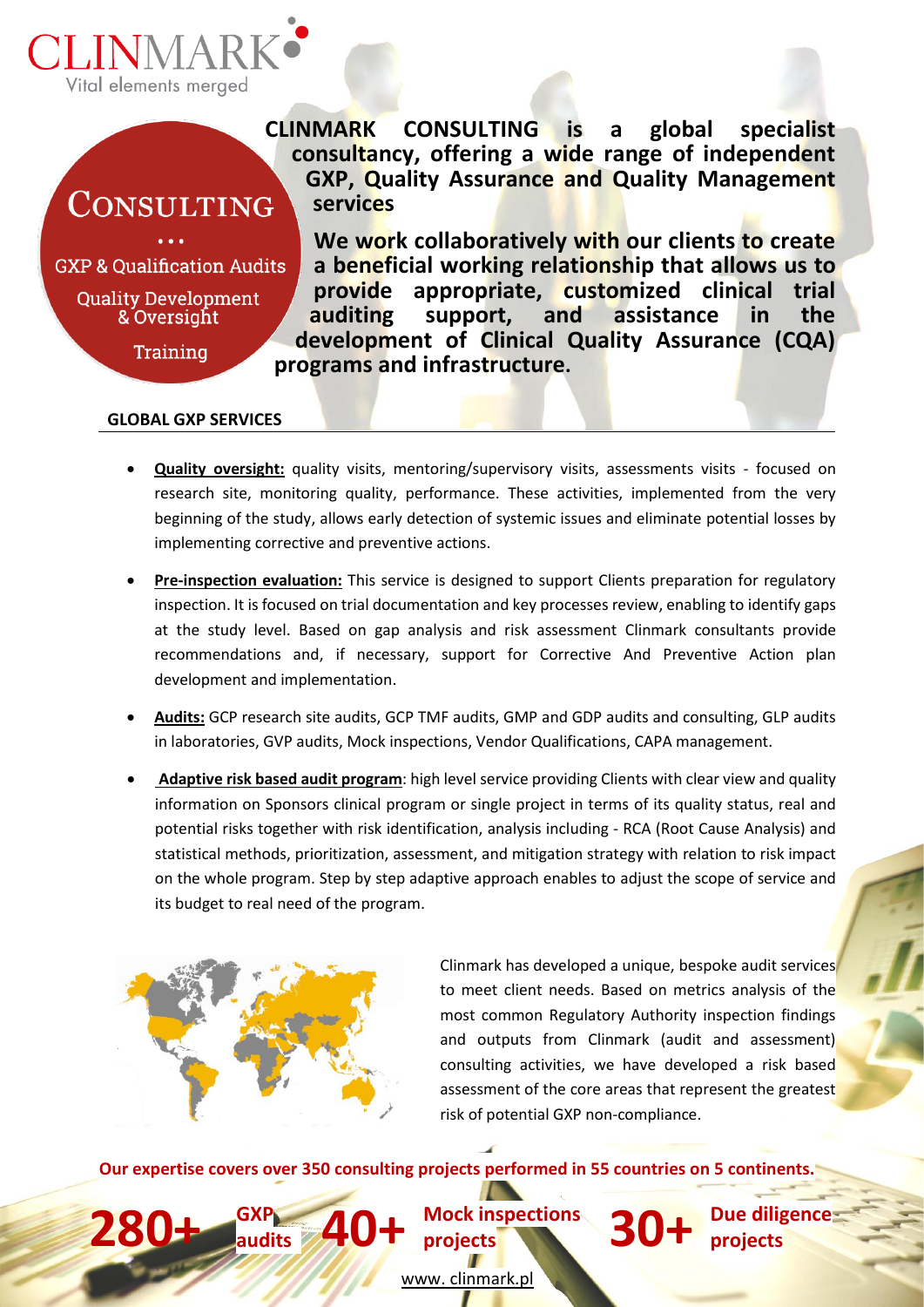CLINMARK

Vital elements merged

# CONSULTING

...

GXP & Qualification Audits

Quality Development & Oversight

Training

**CLINMARK CONSULTING is a global specialist consultancy, offering a wide range of independent GXP, Quality Assurance and Quality Management services**

**We work collaboratively with our clients to create a beneficial working relationship that allows us to provide appropriate, customized clinical trial auditing support, and assistance in the development of Clinical Quality Assurance (CQA) programs and infrastructure.**

## GLOBAL GXP SERVICES

- **Quality oversight:** quality visits, mentoring/supervisory visits, assessments visits - focused on research site, monitoring quality, performance. These activities, implemented from the very beginning of the study, allows early detection of systemic issues and eliminate potential losses by implementing corrective and preventive actions.
- **Pre-inspection evaluation:** This service is designed to support Clients preparation for regulatory inspection. It is focused on trial documentation and key processes review, enabling to identify gaps at the study level. Based on gap analysis and risk assessment Clinmark consultants provide recommendations and, if necessary, support for Corrective And Preventive Action plan development and implementation.
- **Audits:** GCP research site audits, GCP TMF audits, GMP and GDP audits and consulting, GLP audits in laboratories, GVP audits, Mock inspections, Vendor Qualifications, CAPA management.
- **Adaptive risk based audit program**: high level service providing Clients with clear view and quality information on Sponsors clinical program or single project in terms of its quality status, real and potential risks together with risk identification, analysis including - RCA (Root Cause Analysis) and statistical methods, prioritization, assessment, and mitigation strategy with relation to risk impact on the whole program. Step by step adaptive approach enables to adjust the scope of service and its budget to real need of the program.

Clinmark has developed a unique, bespoke audit services to meet client needs. Based on metrics analysis of the most common Regulatory Authority inspection findings and outputs from Clinmark (audit and assessment) consulting activities, we have developed a risk based assessment of the core areas that represent the greatest risk of potential GXP non-compliance.

**Our expertise covers over 350 consulting projects performed in 55 countries on 5 continents.**

**280+** GXP audits **40+** Mock inspections projects **30+** Due diligence projects

www. clinmark.pl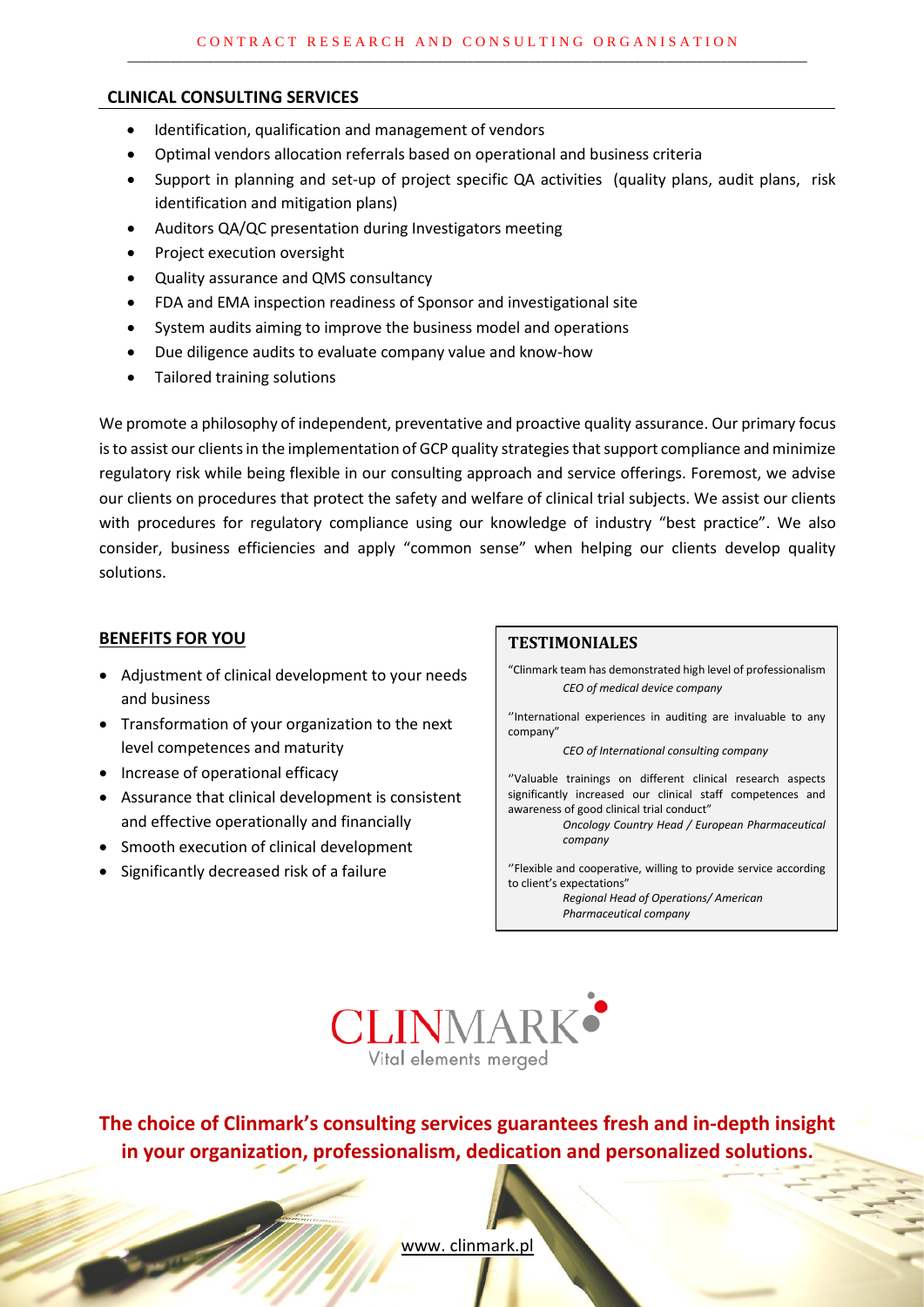## CLINICAL CONSULTING SERVICES

- Identification, qualification and management of vendors
- Optimal vendors allocation referrals based on operational and business criteria
- Support in planning and set-up of project specific QA activities (quality plans, audit plans, risk identification and mitigation plans)
- Auditors QA/QC presentation during Investigators meeting
- Project execution oversight
- Quality assurance and QMS consultancy
- FDA and EMA inspection readiness of Sponsor and investigational site
- System audits aiming to improve the business model and operations
- Due diligence audits to evaluate company value and know-how
- Tailored training solutions

We promote a philosophy of independent, preventative and proactive quality assurance. Our primary focus is to assist our clients in the implementation of GCP quality strategies that support compliance and minimize regulatory risk while being flexible in our consulting approach and service offerings. Foremost, we advise our clients on procedures that protect the safety and welfare of clinical trial subjects. We assist our clients with procedures for regulatory compliance using our knowledge of industry "best practice". We also consider, business efficiencies and apply "common sense" when helping our clients develop quality solutions.

## BENEFITS FOR YOU

- Adjustment of clinical development to your needs and business
- Transformation of your organization to the next level competences and maturity
- Increase of operational efficacy
- Assurance that clinical development is consistent and effective operationally and financially
- Smooth execution of clinical development
- Significantly decreased risk of a failure

## TESTIMONIALES

"Clinmark team has demonstrated high level of professionalism
*CEO of medical device company*

"International experiences in auditing are invaluable to any company"
*CEO of International consulting company*

"Valuable trainings on different clinical research aspects significantly increased our clinical staff competences and awareness of good clinical trial conduct"
*Oncology Country Head / European Pharmaceutical company*

"Flexible and cooperative, willing to provide service according to client's expectations"
*Regional Head of Operations/ American Pharmaceutical company*

CLINMARK
Vital elements merged

**The choice of Clinmark's consulting services guarantees fresh and in-depth insight in your organization, professionalism, dedication and personalized solutions.**

www. clinmark.pl